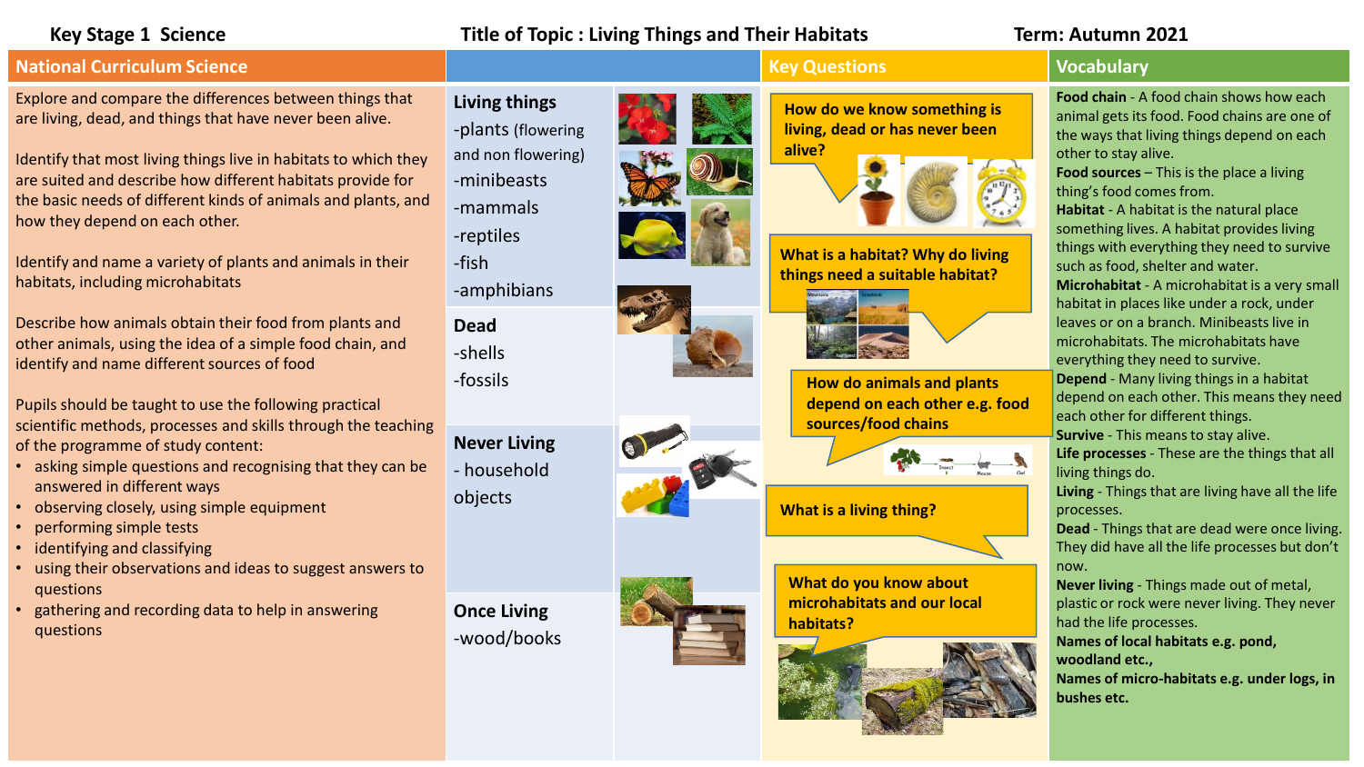**Key Stage 1 Science** | **Title of Topic : Living Things and Their Habitats** | **Term: Autumn 2021**

## National Curriculum Science

Explore and compare the differences between things that are living, dead, and things that have never been alive.

Identify that most living things live in habitats to which they are suited and describe how different habitats provide for the basic needs of different kinds of animals and plants, and how they depend on each other.

Identify and name a variety of plants and animals in their habitats, including microhabitats

Describe how animals obtain their food from plants and other animals, using the idea of a simple food chain, and identify and name different sources of food

Pupils should be taught to use the following practical scientific methods, processes and skills through the teaching of the programme of study content:

- asking simple questions and recognising that they can be answered in different ways
- observing closely, using simple equipment
- performing simple tests
- identifying and classifying
- using their observations and ideas to suggest answers to questions
- gathering and recording data to help in answering questions

**Living things**
- plants (flowering and non flowering)
- minibeasts
- mammals
- reptiles
- fish
- amphibians

**Dead**
- shells
- fossils

**Never Living**
- household objects

**Once Living**
- wood/books

## Key Questions

- How do we know something is living, dead or has never been alive?
- What is a habitat? Why do living things need a suitable habitat?
- How do animals and plants depend on each other e.g. food sources/food chains
- What is a living thing?
- What do you know about microhabitats and our local habitats?

## Vocabulary

**Food chain** - A food chain shows how each animal gets its food. Food chains are one of the ways that living things depend on each other to stay alive.

**Food sources** – This is the place a living thing's food comes from.

**Habitat** - A habitat is the natural place something lives. A habitat provides living things with everything they need to survive such as food, shelter and water.

**Microhabitat** - A microhabitat is a very small habitat in places like under a rock, under leaves or on a branch. Minibeasts live in microhabitats. The microhabitats have everything they need to survive.

**Depend** - Many living things in a habitat depend on each other. This means they need each other for different things.

**Survive** - This means to stay alive.

**Life processes** - These are the things that all living things do.

**Living** - Things that are living have all the life processes.

**Dead** - Things that are dead were once living. They did have all the life processes but don't now.

**Never living** - Things made out of metal, plastic or rock were never living. They never had the life processes.

**Names of local habitats e.g. pond, woodland etc.,**

**Names of micro-habitats e.g. under logs, in bushes etc.**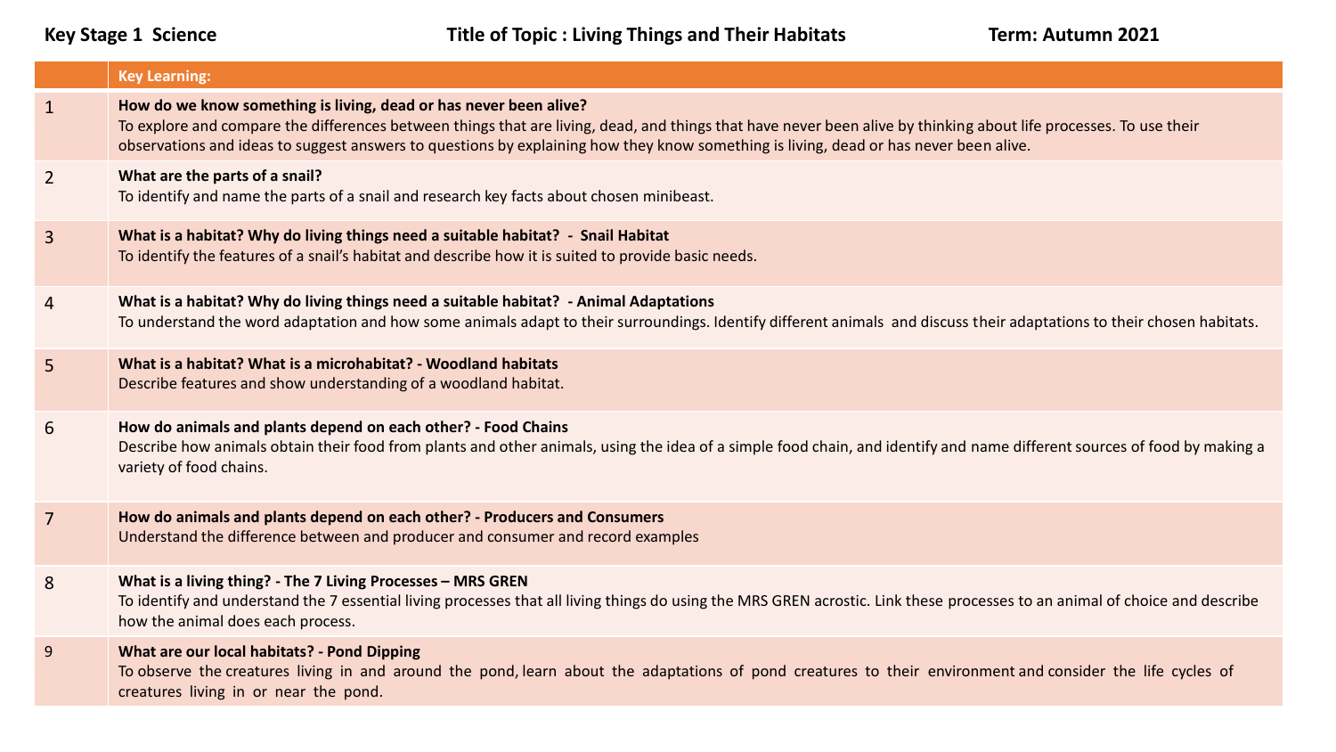**Key Stage 1 Science** **Title of Topic : Living Things and Their Habitats** **Term: Autumn 2021**

| | Key Learning: |
|---|---|
| 1 | **How do we know something is living, dead or has never been alive?**<br>To explore and compare the differences between things that are living, dead, and things that have never been alive by thinking about life processes. To use their observations and ideas to suggest answers to questions by explaining how they know something is living, dead or has never been alive. |
| 2 | **What are the parts of a snail?**<br>To identify and name the parts of a snail and research key facts about chosen minibeast. |
| 3 | **What is a habitat? Why do living things need a suitable habitat? - Snail Habitat**<br>To identify the features of a snail's habitat and describe how it is suited to provide basic needs. |
| 4 | **What is a habitat? Why do living things need a suitable habitat? - Animal Adaptations**<br>To understand the word adaptation and how some animals adapt to their surroundings. Identify different animals and discuss their adaptations to their chosen habitats. |
| 5 | **What is a habitat? What is a microhabitat? - Woodland habitats**<br>Describe features and show understanding of a woodland habitat. |
| 6 | **How do animals and plants depend on each other? - Food Chains**<br>Describe how animals obtain their food from plants and other animals, using the idea of a simple food chain, and identify and name different sources of food by making a variety of food chains. |
| 7 | **How do animals and plants depend on each other? - Producers and Consumers**<br>Understand the difference between and producer and consumer and record examples |
| 8 | **What is a living thing? - The 7 Living Processes – MRS GREN**<br>To identify and understand the 7 essential living processes that all living things do using the MRS GREN acrostic. Link these processes to an animal of choice and describe how the animal does each process. |
| 9 | **What are our local habitats? - Pond Dipping**<br>To observe the creatures living in and around the pond, learn about the adaptations of pond creatures to their environment and consider the life cycles of creatures living in or near the pond. |